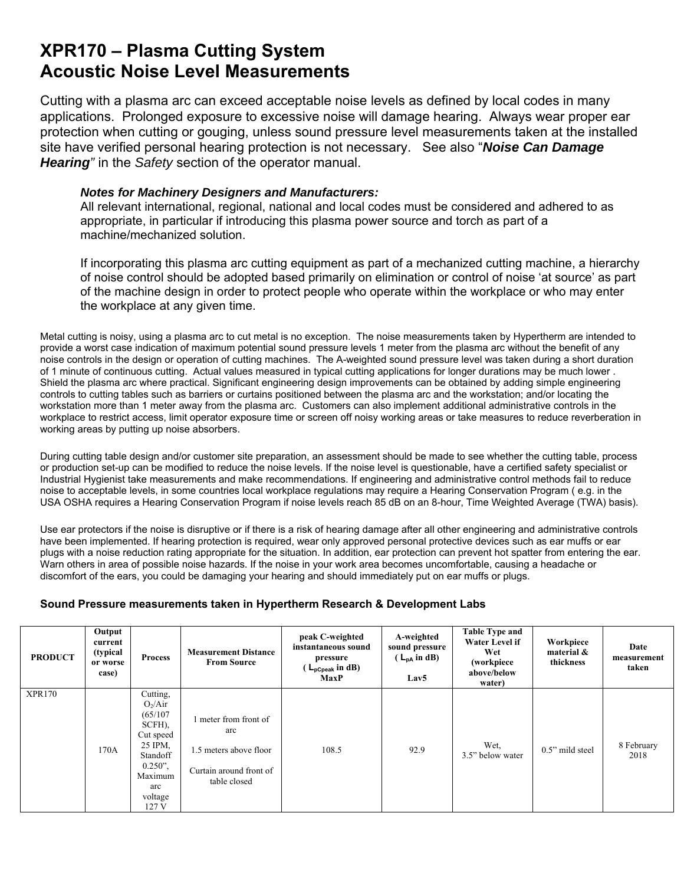# XPR170 – Plasma Cutting System
# Acoustic Noise Level Measurements

Cutting with a plasma arc can exceed acceptable noise levels as defined by local codes in many applications. Prolonged exposure to excessive noise will damage hearing. Always wear proper ear protection when cutting or gouging, unless sound pressure level measurements taken at the installed site have verified personal hearing protection is not necessary. See also "***Noise Can Damage Hearing***" in the *Safety* section of the operator manual.

> ***Notes for Machinery Designers and Manufacturers:***
> All relevant international, regional, national and local codes must be considered and adhered to as appropriate, in particular if introducing this plasma power source and torch as part of a machine/mechanized solution.
>
> If incorporating this plasma arc cutting equipment as part of a mechanized cutting machine, a hierarchy of noise control should be adopted based primarily on elimination or control of noise 'at source' as part of the machine design in order to protect people who operate within the workplace or who may enter the workplace at any given time.

Metal cutting is noisy, using a plasma arc to cut metal is no exception. The noise measurements taken by Hypertherm are intended to provide a worst case indication of maximum potential sound pressure levels 1 meter from the plasma arc without the benefit of any noise controls in the design or operation of cutting machines. The A-weighted sound pressure level was taken during a short duration of 1 minute of continuous cutting. Actual values measured in typical cutting applications for longer durations may be much lower . Shield the plasma arc where practical. Significant engineering design improvements can be obtained by adding simple engineering controls to cutting tables such as barriers or curtains positioned between the plasma arc and the workstation; and/or locating the workstation more than 1 meter away from the plasma arc. Customers can also implement additional administrative controls in the workplace to restrict access, limit operator exposure time or screen off noisy working areas or take measures to reduce reverberation in working areas by putting up noise absorbers.

During cutting table design and/or customer site preparation, an assessment should be made to see whether the cutting table, process or production set-up can be modified to reduce the noise levels. If the noise level is questionable, have a certified safety specialist or Industrial Hygienist take measurements and make recommendations. If engineering and administrative control methods fail to reduce noise to acceptable levels, in some countries local workplace regulations may require a Hearing Conservation Program ( e.g. in the USA OSHA requires a Hearing Conservation Program if noise levels reach 85 dB on an 8-hour, Time Weighted Average (TWA) basis).

Use ear protectors if the noise is disruptive or if there is a risk of hearing damage after all other engineering and administrative controls have been implemented. If hearing protection is required, wear only approved personal protective devices such as ear muffs or ear plugs with a noise reduction rating appropriate for the situation. In addition, ear protection can prevent hot spatter from entering the ear. Warn others in area of possible noise hazards. If the noise in your work area becomes uncomfortable, causing a headache or discomfort of the ears, you could be damaging your hearing and should immediately put on ear muffs or plugs.

**Sound Pressure measurements taken in Hypertherm Research & Development Labs**

| PRODUCT | Output current (typical or worse case) | Process | Measurement Distance From Source | peak C-weighted instantaneous sound pressure ( $L_{pCpeak}$ in dB) MaxP | A-weighted sound pressure ( $L_{pA}$ in dB) Lav5 | Table Type and Water Level if Wet (workpiece above/below water) | Workpiece material & thickness | Date measurement taken |
|---|---|---|---|---|---|---|---|---|
| XPR170 | 170A | Cutting, $O_2$/Air (65/107 SCFH), Cut speed 25 IPM, Standoff 0.250", Maximum arc voltage 127 V | 1 meter from front of arc<br>1.5 meters above floor<br>Curtain around front of table closed | 108.5 | 92.9 | Wet, 3.5" below water | 0.5" mild steel | 8 February 2018 |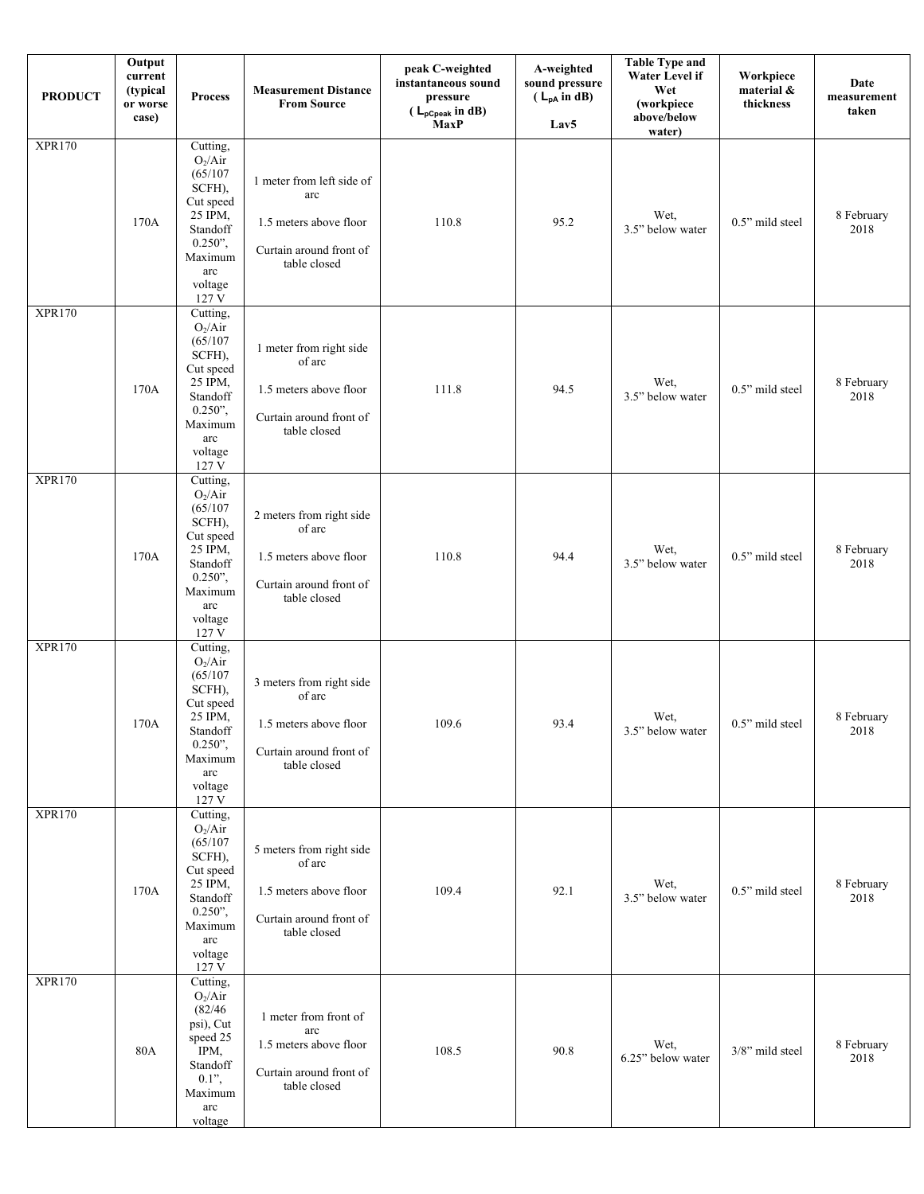| PRODUCT | Output current (typical or worse case) | Process | Measurement Distance From Source | peak C-weighted instantaneous sound pressure ( $L_{pCpeak}$ in dB) MaxP | A-weighted sound pressure ( $L_{pA}$ in dB) Lav5 | Table Type and Water Level if Wet (workpiece above/below water) | Workpiece material & thickness | Date measurement taken |
|---|---|---|---|---|---|---|---|---|
| XPR170 | 170A | Cutting, $O_2$/Air (65/107 SCFH), Cut speed 25 IPM, Standoff 0.250", Maximum arc voltage 127 V | 1 meter from left side of arc<br>1.5 meters above floor<br>Curtain around front of table closed | 110.8 | 95.2 | Wet, 3.5" below water | 0.5" mild steel | 8 February 2018 |
| XPR170 | 170A | Cutting, $O_2$/Air (65/107 SCFH), Cut speed 25 IPM, Standoff 0.250", Maximum arc voltage 127 V | 1 meter from right side of arc<br>1.5 meters above floor<br>Curtain around front of table closed | 111.8 | 94.5 | Wet, 3.5" below water | 0.5" mild steel | 8 February 2018 |
| XPR170 | 170A | Cutting, $O_2$/Air (65/107 SCFH), Cut speed 25 IPM, Standoff 0.250", Maximum arc voltage 127 V | 2 meters from right side of arc<br>1.5 meters above floor<br>Curtain around front of table closed | 110.8 | 94.4 | Wet, 3.5" below water | 0.5" mild steel | 8 February 2018 |
| XPR170 | 170A | Cutting, $O_2$/Air (65/107 SCFH), Cut speed 25 IPM, Standoff 0.250", Maximum arc voltage 127 V | 3 meters from right side of arc<br>1.5 meters above floor<br>Curtain around front of table closed | 109.6 | 93.4 | Wet, 3.5" below water | 0.5" mild steel | 8 February 2018 |
| XPR170 | 170A | Cutting, $O_2$/Air (65/107 SCFH), Cut speed 25 IPM, Standoff 0.250", Maximum arc voltage 127 V | 5 meters from right side of arc<br>1.5 meters above floor<br>Curtain around front of table closed | 109.4 | 92.1 | Wet, 3.5" below water | 0.5" mild steel | 8 February 2018 |
| XPR170 | 80A | Cutting, $O_2$/Air (82/46 psi), Cut speed 25 IPM, Standoff 0.1", Maximum arc voltage | 1 meter from front of arc<br>1.5 meters above floor<br>Curtain around front of table closed | 108.5 | 90.8 | Wet, 6.25" below water | 3/8" mild steel | 8 February 2018 |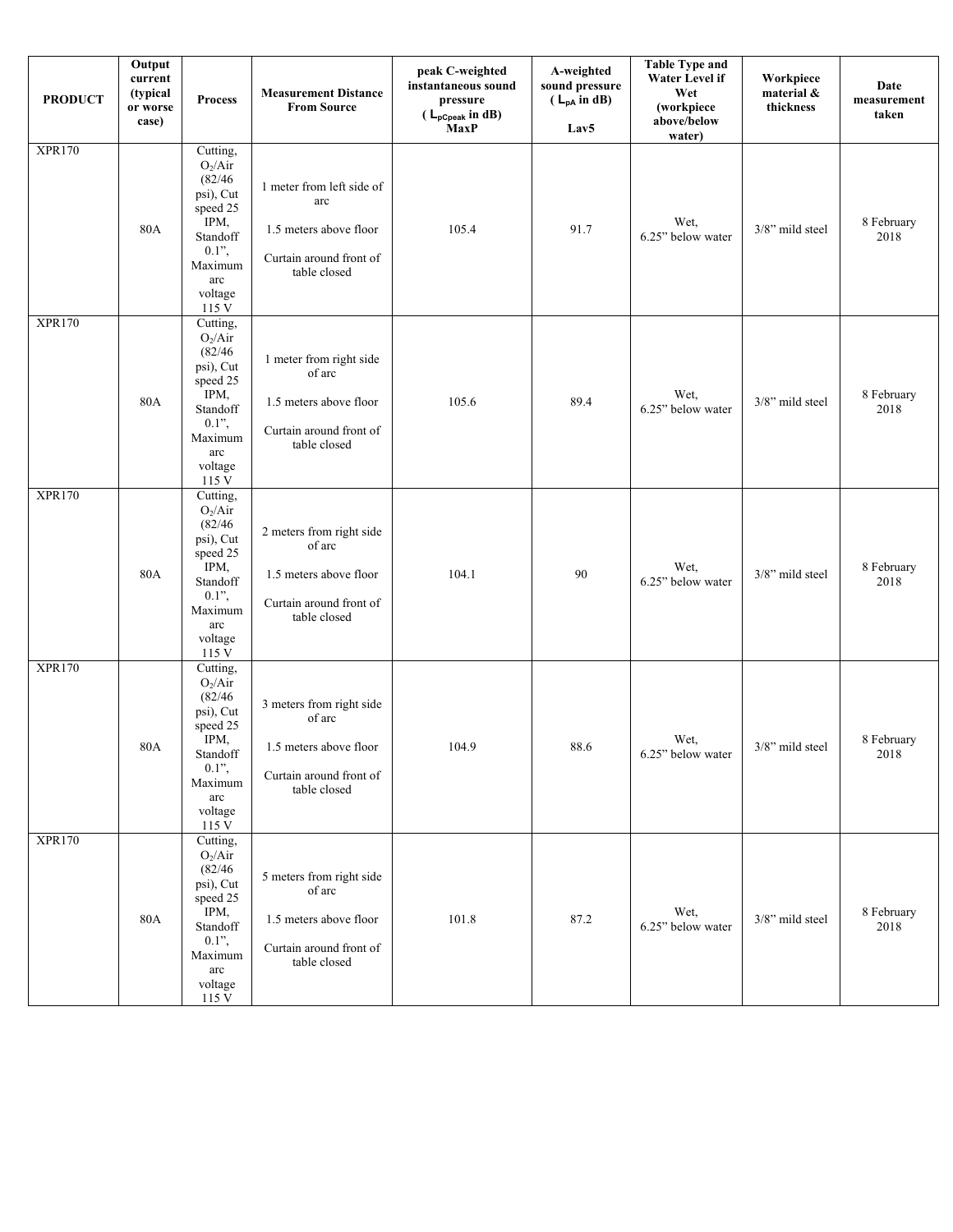| PRODUCT | Output current (typical or worse case) | Process | Measurement Distance From Source | peak C-weighted instantaneous sound pressure ( $L_{pCpeak}$ in dB) MaxP | A-weighted sound pressure ( $L_{pA}$ in dB) Lav5 | Table Type and Water Level if Wet (workpiece above/below water) | Workpiece material & thickness | Date measurement taken |
|---|---|---|---|---|---|---|---|---|
| XPR170 | 80A | Cutting, $O_2$/Air (82/46 psi), Cut speed 25 IPM, Standoff 0.1", Maximum arc voltage 115 V | 1 meter from left side of arc<br>1.5 meters above floor<br>Curtain around front of table closed | 105.4 | 91.7 | Wet, 6.25" below water | 3/8" mild steel | 8 February 2018 |
| XPR170 | 80A | Cutting, $O_2$/Air (82/46 psi), Cut speed 25 IPM, Standoff 0.1", Maximum arc voltage 115 V | 1 meter from right side of arc<br>1.5 meters above floor<br>Curtain around front of table closed | 105.6 | 89.4 | Wet, 6.25" below water | 3/8" mild steel | 8 February 2018 |
| XPR170 | 80A | Cutting, $O_2$/Air (82/46 psi), Cut speed 25 IPM, Standoff 0.1", Maximum arc voltage 115 V | 2 meters from right side of arc<br>1.5 meters above floor<br>Curtain around front of table closed | 104.1 | 90 | Wet, 6.25" below water | 3/8" mild steel | 8 February 2018 |
| XPR170 | 80A | Cutting, $O_2$/Air (82/46 psi), Cut speed 25 IPM, Standoff 0.1", Maximum arc voltage 115 V | 3 meters from right side of arc<br>1.5 meters above floor<br>Curtain around front of table closed | 104.9 | 88.6 | Wet, 6.25" below water | 3/8" mild steel | 8 February 2018 |
| XPR170 | 80A | Cutting, $O_2$/Air (82/46 psi), Cut speed 25 IPM, Standoff 0.1", Maximum arc voltage 115 V | 5 meters from right side of arc<br>1.5 meters above floor<br>Curtain around front of table closed | 101.8 | 87.2 | Wet, 6.25" below water | 3/8" mild steel | 8 February 2018 |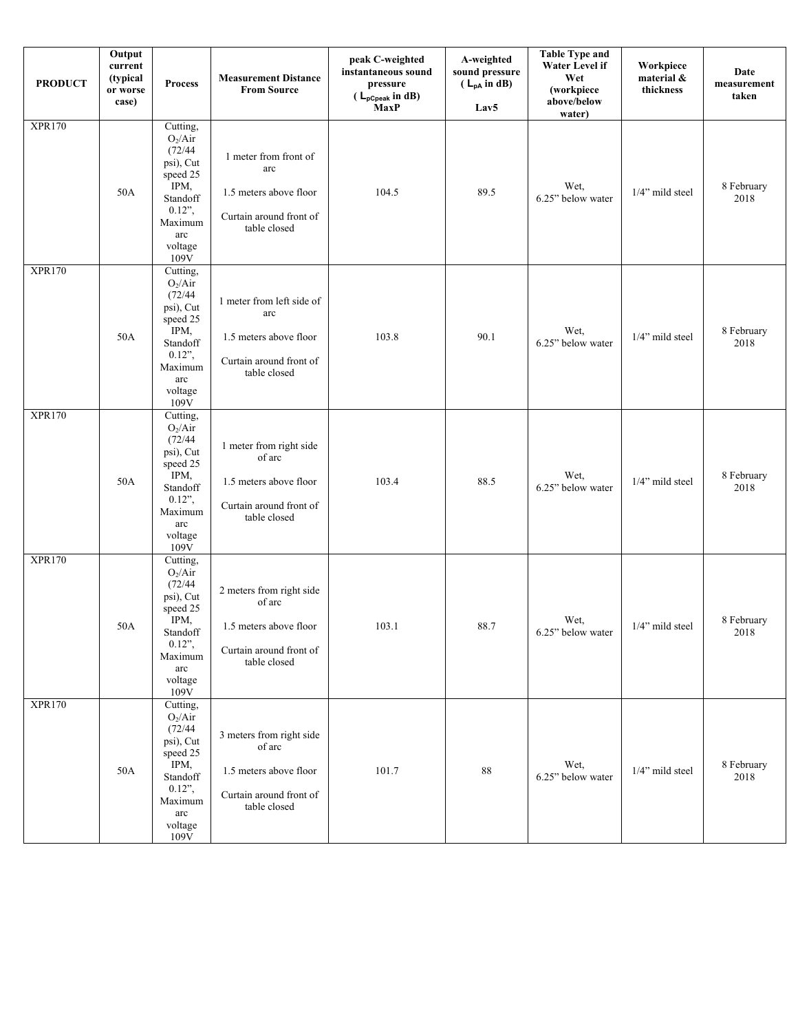| PRODUCT | Output current (typical or worse case) | Process | Measurement Distance From Source | peak C-weighted instantaneous sound pressure ( $L_{pCpeak}$ in dB) MaxP | A-weighted sound pressure ( $L_{pA}$ in dB) Lav5 | Table Type and Water Level if Wet (workpiece above/below water) | Workpiece material & thickness | Date measurement taken |
|---|---|---|---|---|---|---|---|---|
| XPR170 | 50A | Cutting, $O_2$/Air (72/44 psi), Cut speed 25 IPM, Standoff 0.12", Maximum arc voltage 109V | 1 meter from front of arc<br>1.5 meters above floor<br>Curtain around front of table closed | 104.5 | 89.5 | Wet, 6.25" below water | 1/4" mild steel | 8 February 2018 |
| XPR170 | 50A | Cutting, $O_2$/Air (72/44 psi), Cut speed 25 IPM, Standoff 0.12", Maximum arc voltage 109V | 1 meter from left side of arc<br>1.5 meters above floor<br>Curtain around front of table closed | 103.8 | 90.1 | Wet, 6.25" below water | 1/4" mild steel | 8 February 2018 |
| XPR170 | 50A | Cutting, $O_2$/Air (72/44 psi), Cut speed 25 IPM, Standoff 0.12", Maximum arc voltage 109V | 1 meter from right side of arc<br>1.5 meters above floor<br>Curtain around front of table closed | 103.4 | 88.5 | Wet, 6.25" below water | 1/4" mild steel | 8 February 2018 |
| XPR170 | 50A | Cutting, $O_2$/Air (72/44 psi), Cut speed 25 IPM, Standoff 0.12", Maximum arc voltage 109V | 2 meters from right side of arc<br>1.5 meters above floor<br>Curtain around front of table closed | 103.1 | 88.7 | Wet, 6.25" below water | 1/4" mild steel | 8 February 2018 |
| XPR170 | 50A | Cutting, $O_2$/Air (72/44 psi), Cut speed 25 IPM, Standoff 0.12", Maximum arc voltage 109V | 3 meters from right side of arc<br>1.5 meters above floor<br>Curtain around front of table closed | 101.7 | 88 | Wet, 6.25" below water | 1/4" mild steel | 8 February 2018 |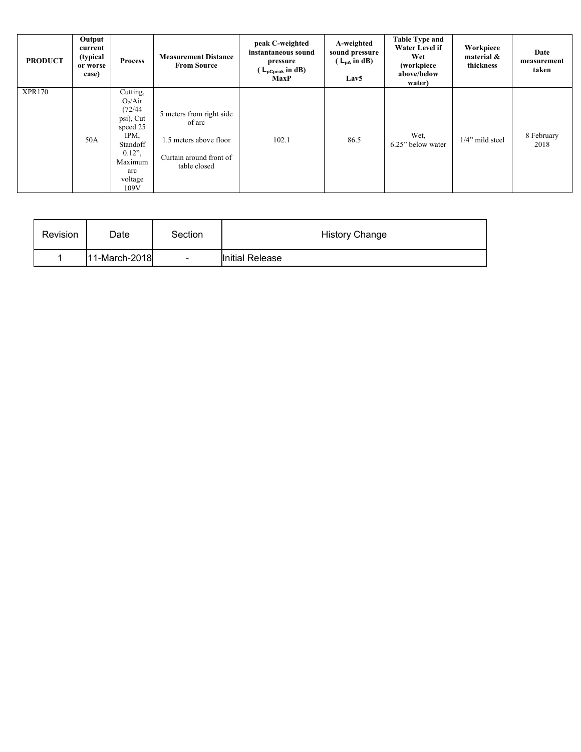| PRODUCT | Output current (typical or worse case) | Process | Measurement Distance From Source | peak C-weighted instantaneous sound pressure ( $L_{pCpeak}$ in dB) MaxP | A-weighted sound pressure ( $L_{pA}$ in dB) Lav5 | Table Type and Water Level if Wet (workpiece above/below water) | Workpiece material & thickness | Date measurement taken |
|---|---|---|---|---|---|---|---|---|
| XPR170 | 50A | Cutting, $O_2$/Air (72/44 psi), Cut speed 25 IPM, Standoff 0.12", Maximum arc voltage 109V | 5 meters from right side of arc<br>1.5 meters above floor<br>Curtain around front of table closed | 102.1 | 86.5 | Wet, 6.25" below water | 1/4" mild steel | 8 February 2018 |

| Revision | Date | Section | History Change |
|---|---|---|---|
| 1 | 11-March-2018 | - | Initial Release |